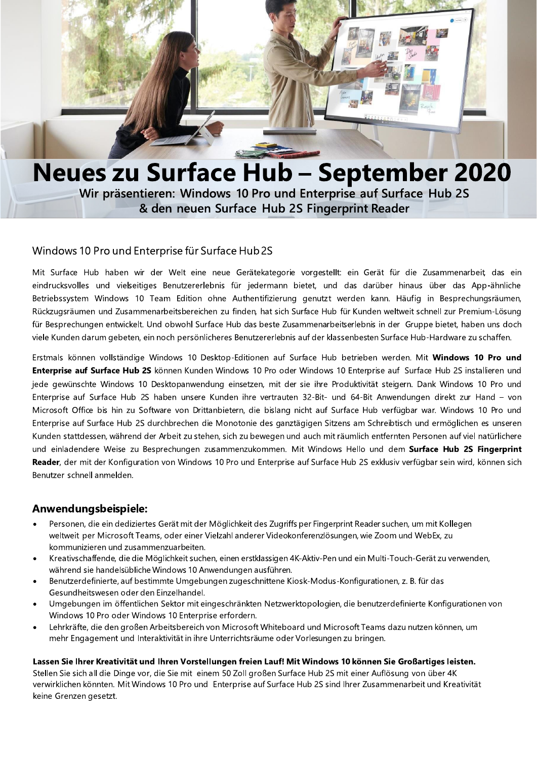# Neues zu Surface Hub – September 2020

**Wir präsentieren: Windows 10 Pro und Enterprise auf Surface Hub 2S & den neuen Surface Hub 2S Fingerprint Reader**

## Windows 10 Pro und Enterprise für Surface Hub 2S

Mit Surface Hub haben wir der Welt eine neue Gerätekategorie vorgestellt: ein Gerät für die Zusammenarbeit, das ein eindrucksvolles und vielseitiges Benutzererlebnis für jedermann bietet, und das darüber hinaus über das App-ähnliche Betriebssystem Windows 10 Team Edition ohne Authentifizierung genutzt werden kann. Häufig in Besprechungsräumen, Rückzugsräumen und Zusammenarbeitsbereichen zu finden, hat sich Surface Hub für Kunden weltweit schnell zur Premium-Lösung für Besprechungen entwickelt. Und obwohl Surface Hub das beste Zusammenarbeitserlebnis in der Gruppe bietet, haben uns doch viele Kunden darum gebeten, ein noch persönlicheres Benutzererlebnis auf der klassenbesten Surface Hub-Hardware zu schaffen.

Erstmals können vollständige Windows 10 Desktop-Editionen auf Surface Hub betrieben werden. Mit **Windows 10 Pro und Enterprise auf Surface Hub 2S** können Kunden Windows 10 Pro oder Windows 10 Enterprise auf Surface Hub 2S installieren und jede gewünschte Windows 10 Desktopanwendung einsetzen, mit der sie ihre Produktivität steigern. Dank Windows 10 Pro und Enterprise auf Surface Hub 2S haben unsere Kunden ihre vertrauten 32-Bit- und 64-Bit Anwendungen direkt zur Hand – von Microsoft Office bis hin zu Software von Drittanbietern, die bislang nicht auf Surface Hub verfügbar war. Windows 10 Pro und Enterprise auf Surface Hub 2S durchbrechen die Monotonie des ganztägigen Sitzens am Schreibtisch und ermöglichen es unseren Kunden stattdessen, während der Arbeit zu stehen, sich zu bewegen und auch mit räumlich entfernten Personen auf viel natürlichere und einladendere Weise zu Besprechungen zusammenzukommen. Mit Windows Hello und dem **Surface Hub 2S Fingerprint Reader**, der mit der Konfiguration von Windows 10 Pro und Enterprise auf Surface Hub 2S exklusiv verfügbar sein wird, können sich Benutzer schnell anmelden.

## Anwendungsbeispiele:

- Personen, die ein dediziertes Gerät mit der Möglichkeit des Zugriffs per Fingerprint Reader suchen, um mit Kollegen weltweit per Microsoft Teams, oder einer Vielzahl anderer Videokonferenzlösungen, wie Zoom und WebEx, zu kommunizieren und zusammenzuarbeiten.
- Kreativschaffende, die die Möglichkeit suchen, einen erstklassigen 4K-Aktiv-Pen und ein Multi-Touch-Gerät zu verwenden, während sie handelsübliche Windows 10 Anwendungen ausführen.
- Benutzerdefinierte, auf bestimmte Umgebungen zugeschnittene Kiosk-Modus-Konfigurationen, z. B. für das Gesundheitswesen oder den Einzelhandel.
- Umgebungen im öffentlichen Sektor mit eingeschränkten Netzwerktopologien, die benutzerdefinierte Konfigurationen von Windows 10 Pro oder Windows 10 Enterprise erfordern.
- Lehrkräfte, die den großen Arbeitsbereich von Microsoft Whiteboard und Microsoft Teams dazu nutzen können, um mehr Engagement und Interaktivität in ihre Unterrichtsräume oder Vorlesungen zu bringen.

**Lassen Sie Ihrer Kreativität und Ihren Vorstellungen freien Lauf! Mit Windows 10 können Sie Großartiges leisten.**
Stellen Sie sich all die Dinge vor, die Sie mit einem 50 Zoll großen Surface Hub 2S mit einer Auflösung von über 4K verwirklichen könnten. Mit Windows 10 Pro und Enterprise auf Surface Hub 2S sind Ihrer Zusammenarbeit und Kreativität keine Grenzen gesetzt.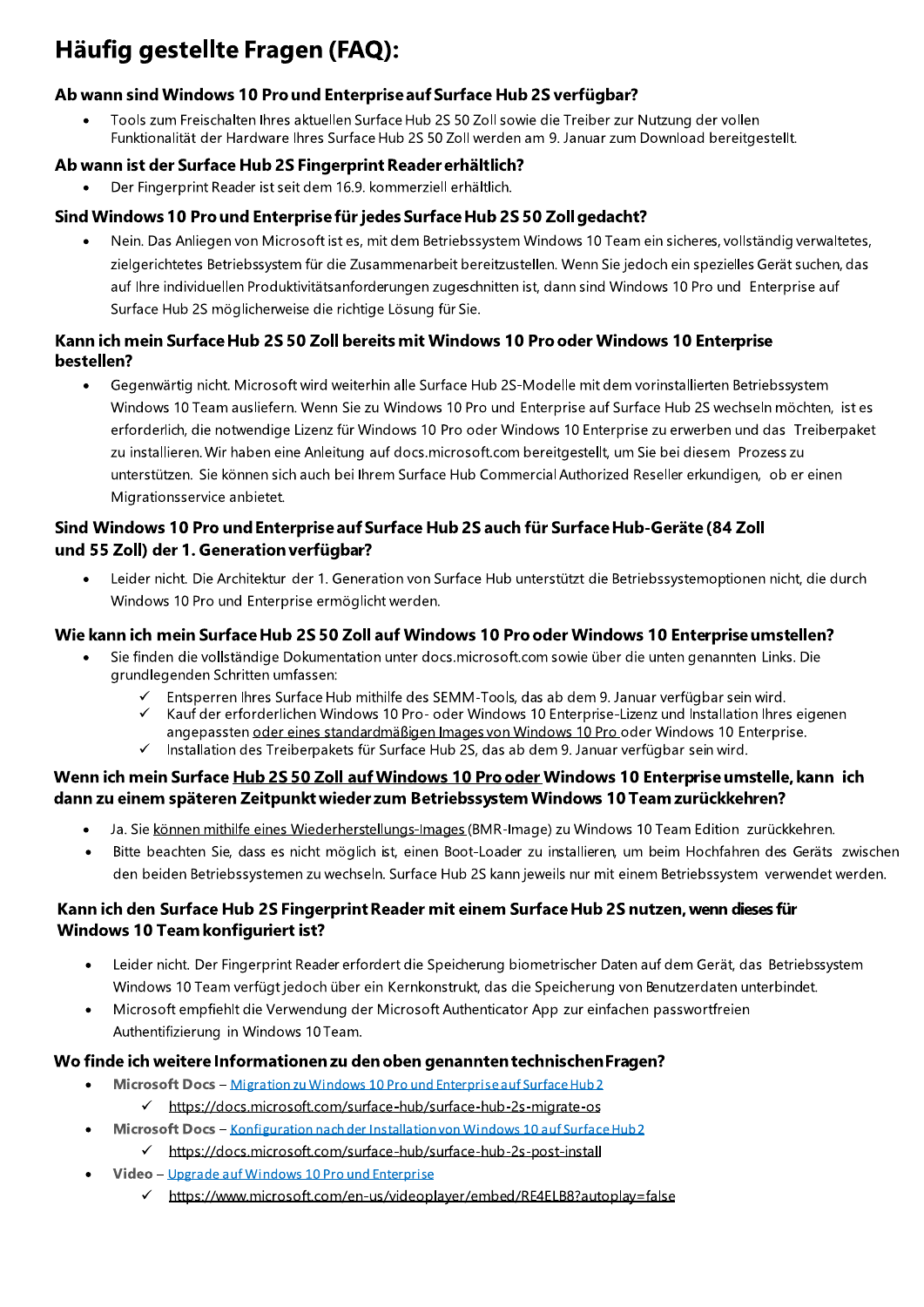# Häufig gestellte Fragen (FAQ):

### Ab wann sind Windows 10 Pro und Enterprise auf Surface Hub 2S verfügbar?

- Tools zum Freischalten Ihres aktuellen Surface Hub 2S 50 Zoll sowie die Treiber zur Nutzung der vollen Funktionalität der Hardware Ihres Surface Hub 2S 50 Zoll werden am 9. Januar zum Download bereitgestellt.

### Ab wann ist der Surface Hub 2S Fingerprint Reader erhältlich?

- Der Fingerprint Reader ist seit dem 16.9. kommerziell erhältlich.

### Sind Windows 10 Pro und Enterprise für jedes Surface Hub 2S 50 Zoll gedacht?

- Nein. Das Anliegen von Microsoft ist es, mit dem Betriebssystem Windows 10 Team ein sicheres, vollständig verwaltetes, zielgerichtetes Betriebssystem für die Zusammenarbeit bereitzustellen. Wenn Sie jedoch ein spezielles Gerät suchen, das auf Ihre individuellen Produktivitätsanforderungen zugeschnitten ist, dann sind Windows 10 Pro und Enterprise auf Surface Hub 2S möglicherweise die richtige Lösung für Sie.

### Kann ich mein Surface Hub 2S 50 Zoll bereits mit Windows 10 Pro oder Windows 10 Enterprise bestellen?

- Gegenwärtig nicht. Microsoft wird weiterhin alle Surface Hub 2S-Modelle mit dem vorinstallierten Betriebssystem Windows 10 Team ausliefern. Wenn Sie zu Windows 10 Pro und Enterprise auf Surface Hub 2S wechseln möchten, ist es erforderlich, die notwendige Lizenz für Windows 10 Pro oder Windows 10 Enterprise zu erwerben und das Treiberpaket zu installieren. Wir haben eine Anleitung auf docs.microsoft.com bereitgestellt, um Sie bei diesem Prozess zu unterstützen. Sie können sich auch bei Ihrem Surface Hub Commercial Authorized Reseller erkundigen, ob er einen Migrationsservice anbietet.

### Sind Windows 10 Pro und Enterprise auf Surface Hub 2S auch für Surface Hub-Geräte (84 Zoll und 55 Zoll) der 1. Generation verfügbar?

- Leider nicht. Die Architektur der 1. Generation von Surface Hub unterstützt die Betriebssystemoptionen nicht, die durch Windows 10 Pro und Enterprise ermöglicht werden.

### Wie kann ich mein Surface Hub 2S 50 Zoll auf Windows 10 Pro oder Windows 10 Enterprise umstellen?

- Sie finden die vollständige Dokumentation unter docs.microsoft.com sowie über die unten genannten Links. Die grundlegenden Schritten umfassen:
  - ✓ Entsperren Ihres Surface Hub mithilfe des SEMM-Tools, das ab dem 9. Januar verfügbar sein wird.
  - ✓ Kauf der erforderlichen Windows 10 Pro- oder Windows 10 Enterprise-Lizenz und Installation Ihres eigenen angepassten oder eines standardmäßigen Images von Windows 10 Pro oder Windows 10 Enterprise.
  - ✓ Installation des Treiberpakets für Surface Hub 2S, das ab dem 9. Januar verfügbar sein wird.

### Wenn ich mein Surface Hub 2S 50 Zoll auf Windows 10 Pro oder Windows 10 Enterprise umstelle, kann ich dann zu einem späteren Zeitpunkt wieder zum Betriebssystem Windows 10 Team zurückkehren?

- Ja. Sie können mithilfe eines Wiederherstellungs-Images (BMR-Image) zu Windows 10 Team Edition zurückkehren.
- Bitte beachten Sie, dass es nicht möglich ist, einen Boot-Loader zu installieren, um beim Hochfahren des Geräts zwischen den beiden Betriebssystemen zu wechseln. Surface Hub 2S kann jeweils nur mit einem Betriebssystem verwendet werden.

### Kann ich den Surface Hub 2S Fingerprint Reader mit einem Surface Hub 2S nutzen, wenn dieses für Windows 10 Team konfiguriert ist?

- Leider nicht. Der Fingerprint Reader erfordert die Speicherung biometrischer Daten auf dem Gerät, das Betriebssystem Windows 10 Team verfügt jedoch über ein Kernkonstrukt, das die Speicherung von Benutzerdaten unterbindet.
- Microsoft empfiehlt die Verwendung der Microsoft Authenticator App zur einfachen passwortfreien Authentifizierung in Windows 10 Team.

### Wo finde ich weitere Informationen zu den oben genannten technischen Fragen?

- **Microsoft Docs** – Migration zu Windows 10 Pro und Enterprise auf Surface Hub 2
  - ✓ https://docs.microsoft.com/surface-hub/surface-hub-2s-migrate-os
- **Microsoft Docs** – Konfiguration nach der Installation von Windows 10 auf Surface Hub 2
  - ✓ https://docs.microsoft.com/surface-hub/surface-hub-2s-post-install
- **Video** – Upgrade auf Windows 10 Pro und Enterprise
  - ✓ https://www.microsoft.com/en-us/videoplayer/embed/RE4ELB8?autoplay=false